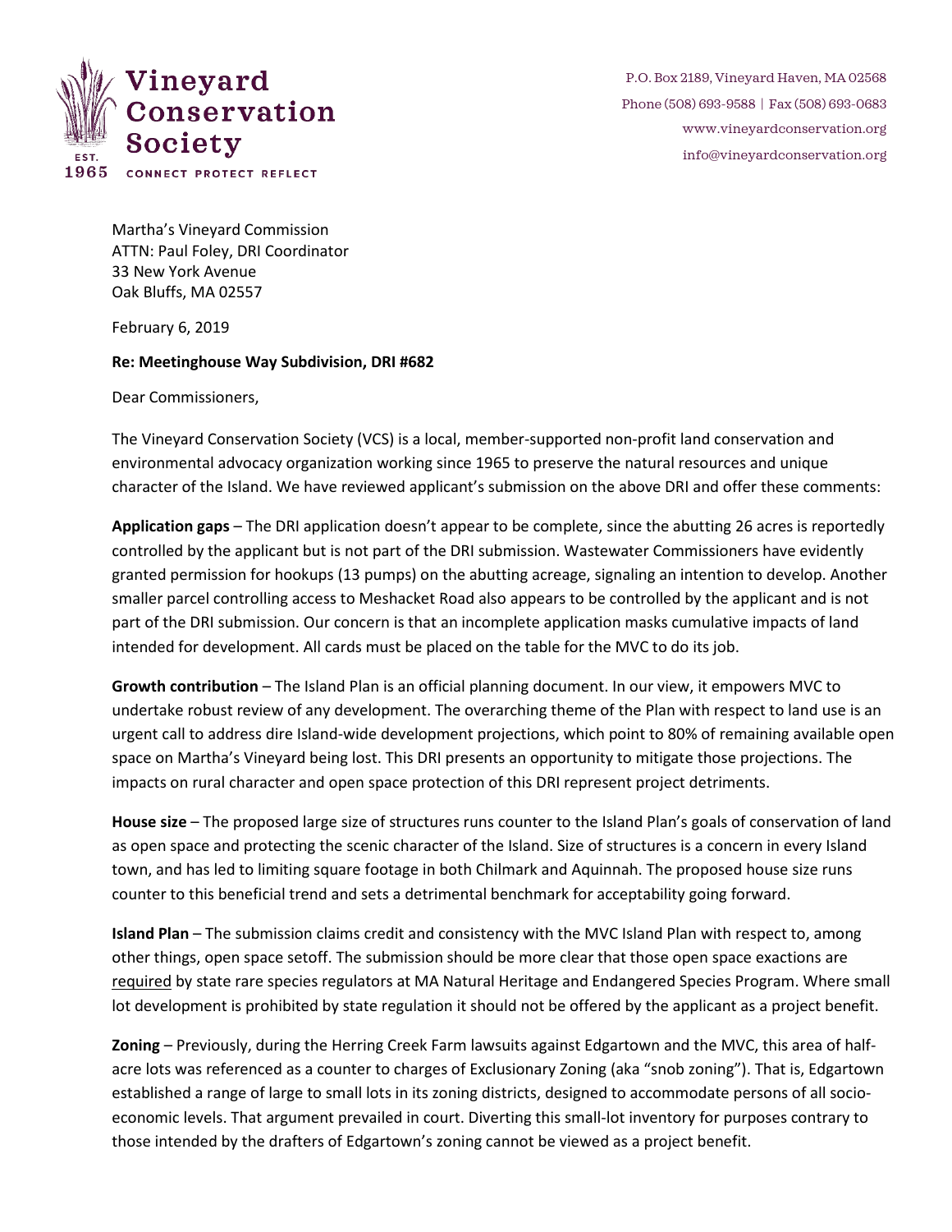**Vineyard Conservation Society**

EST. 1965

CONNECT PROTECT REFLECT

P.O. Box 2189, Vineyard Haven, MA 02568
Phone (508) 693-9588 | Fax (508) 693-0683
www.vineyardconservation.org
info@vineyardconservation.org

Martha's Vineyard Commission
ATTN: Paul Foley, DRI Coordinator
33 New York Avenue
Oak Bluffs, MA 02557

February 6, 2019

**Re: Meetinghouse Way Subdivision, DRI #682**

Dear Commissioners,

The Vineyard Conservation Society (VCS) is a local, member-supported non-profit land conservation and environmental advocacy organization working since 1965 to preserve the natural resources and unique character of the Island. We have reviewed applicant's submission on the above DRI and offer these comments:

**Application gaps** – The DRI application doesn't appear to be complete, since the abutting 26 acres is reportedly controlled by the applicant but is not part of the DRI submission. Wastewater Commissioners have evidently granted permission for hookups (13 pumps) on the abutting acreage, signaling an intention to develop. Another smaller parcel controlling access to Meshacket Road also appears to be controlled by the applicant and is not part of the DRI submission. Our concern is that an incomplete application masks cumulative impacts of land intended for development. All cards must be placed on the table for the MVC to do its job.

**Growth contribution** – The Island Plan is an official planning document. In our view, it empowers MVC to undertake robust review of any development. The overarching theme of the Plan with respect to land use is an urgent call to address dire Island-wide development projections, which point to 80% of remaining available open space on Martha's Vineyard being lost. This DRI presents an opportunity to mitigate those projections. The impacts on rural character and open space protection of this DRI represent project detriments.

**House size** – The proposed large size of structures runs counter to the Island Plan's goals of conservation of land as open space and protecting the scenic character of the Island. Size of structures is a concern in every Island town, and has led to limiting square footage in both Chilmark and Aquinnah. The proposed house size runs counter to this beneficial trend and sets a detrimental benchmark for acceptability going forward.

**Island Plan** – The submission claims credit and consistency with the MVC Island Plan with respect to, among other things, open space setoff. The submission should be more clear that those open space exactions are <u>required</u> by state rare species regulators at MA Natural Heritage and Endangered Species Program. Where small lot development is prohibited by state regulation it should not be offered by the applicant as a project benefit.

**Zoning** – Previously, during the Herring Creek Farm lawsuits against Edgartown and the MVC, this area of half-acre lots was referenced as a counter to charges of Exclusionary Zoning (aka "snob zoning"). That is, Edgartown established a range of large to small lots in its zoning districts, designed to accommodate persons of all socio-economic levels. That argument prevailed in court. Diverting this small-lot inventory for purposes contrary to those intended by the drafters of Edgartown's zoning cannot be viewed as a project benefit.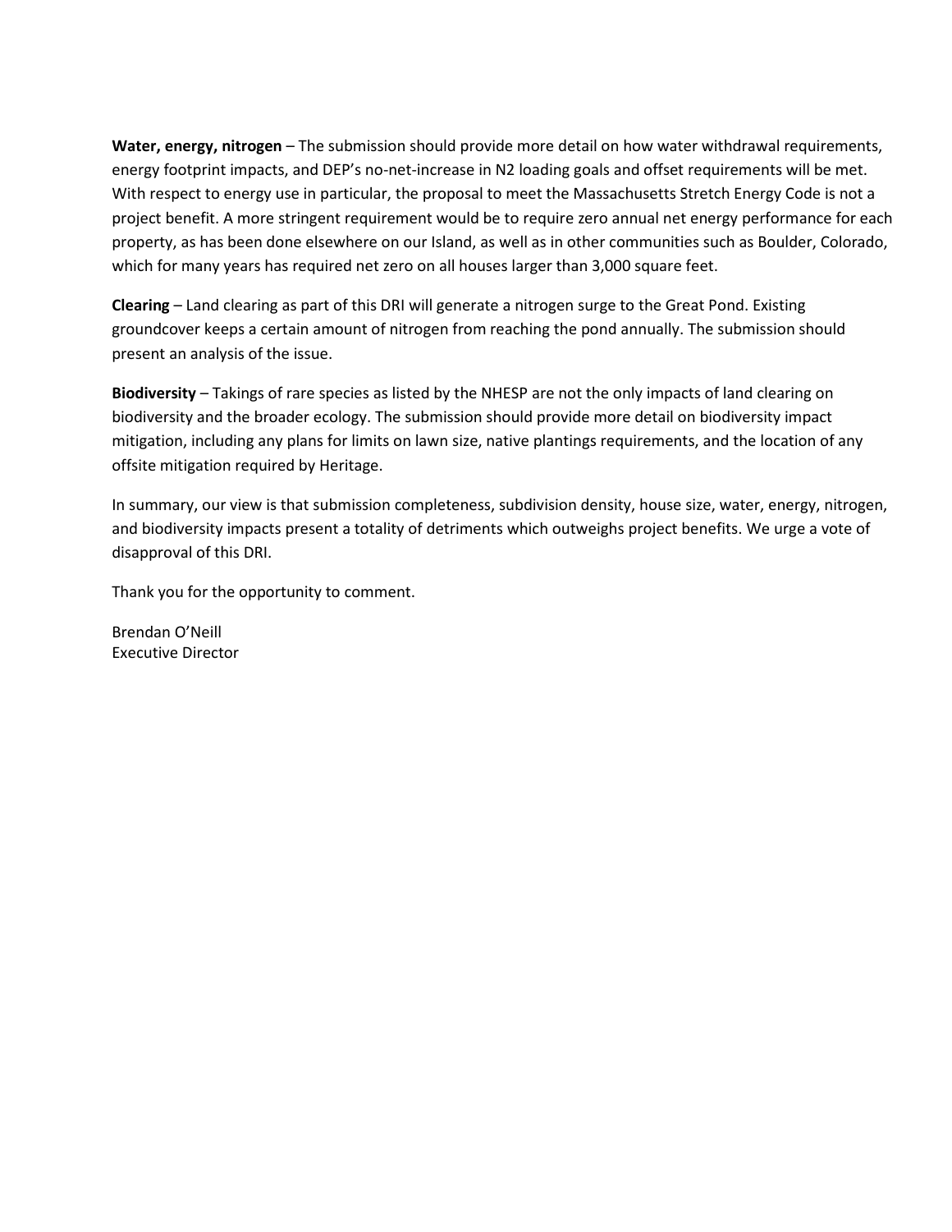**Water, energy, nitrogen** – The submission should provide more detail on how water withdrawal requirements, energy footprint impacts, and DEP's no-net-increase in N2 loading goals and offset requirements will be met. With respect to energy use in particular, the proposal to meet the Massachusetts Stretch Energy Code is not a project benefit. A more stringent requirement would be to require zero annual net energy performance for each property, as has been done elsewhere on our Island, as well as in other communities such as Boulder, Colorado, which for many years has required net zero on all houses larger than 3,000 square feet.

**Clearing** – Land clearing as part of this DRI will generate a nitrogen surge to the Great Pond. Existing groundcover keeps a certain amount of nitrogen from reaching the pond annually. The submission should present an analysis of the issue.

**Biodiversity** – Takings of rare species as listed by the NHESP are not the only impacts of land clearing on biodiversity and the broader ecology. The submission should provide more detail on biodiversity impact mitigation, including any plans for limits on lawn size, native plantings requirements, and the location of any offsite mitigation required by Heritage.

In summary, our view is that submission completeness, subdivision density, house size, water, energy, nitrogen, and biodiversity impacts present a totality of detriments which outweighs project benefits. We urge a vote of disapproval of this DRI.

Thank you for the opportunity to comment.

Brendan O'Neill
Executive Director